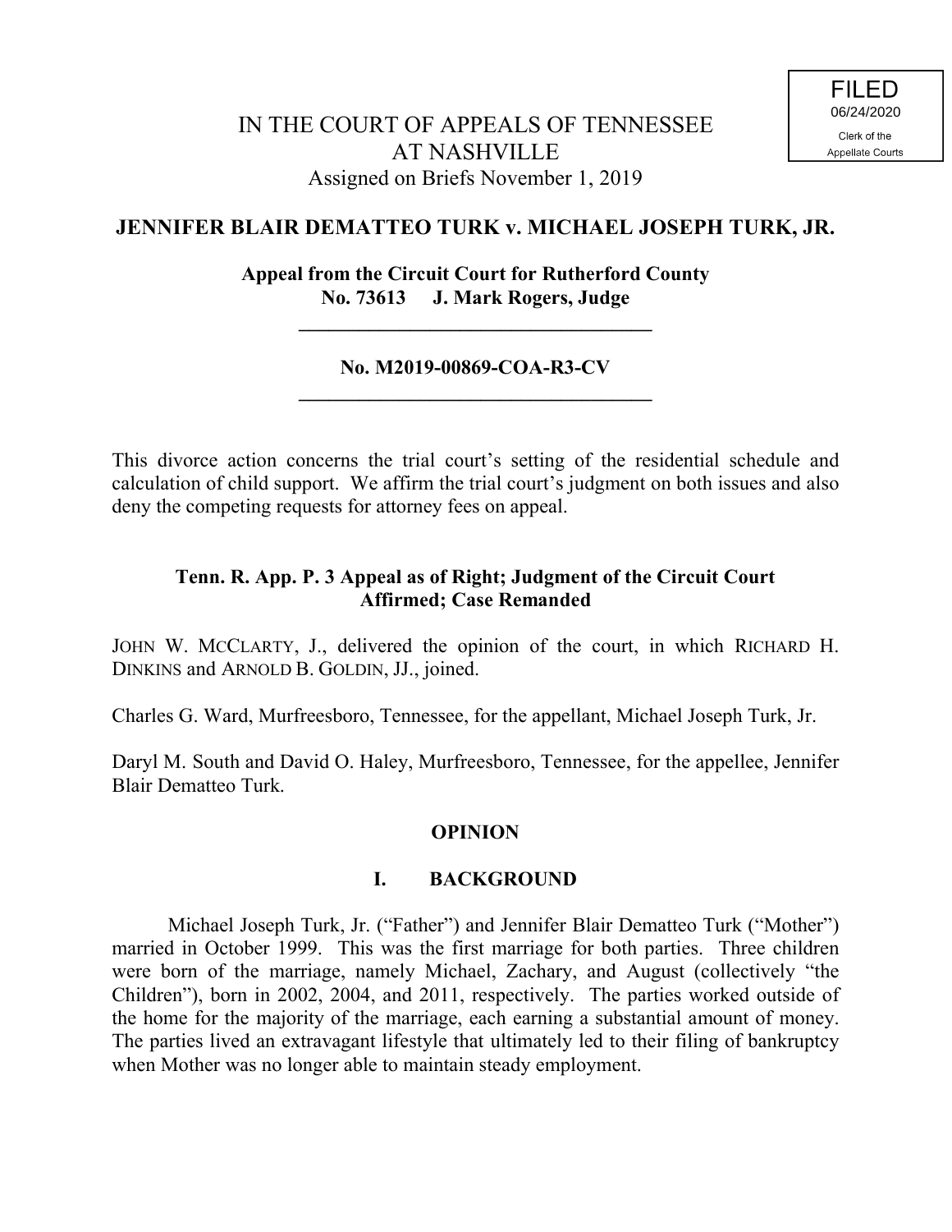FILED
06/24/2020
Clerk of the
Appellate Courts

IN THE COURT OF APPEALS OF TENNESSEE
AT NASHVILLE
Assigned on Briefs November 1, 2019

**JENNIFER BLAIR DEMATTEO TURK v. MICHAEL JOSEPH TURK, JR.**

**Appeal from the Circuit Court for Rutherford County**
**No. 73613 J. Mark Rogers, Judge**

---

**No. M2019-00869-COA-R3-CV**

---

This divorce action concerns the trial court's setting of the residential schedule and calculation of child support. We affirm the trial court's judgment on both issues and also deny the competing requests for attorney fees on appeal.

**Tenn. R. App. P. 3 Appeal as of Right; Judgment of the Circuit Court Affirmed; Case Remanded**

JOHN W. MCCLARTY, J., delivered the opinion of the court, in which RICHARD H. DINKINS and ARNOLD B. GOLDIN, JJ., joined.

Charles G. Ward, Murfreesboro, Tennessee, for the appellant, Michael Joseph Turk, Jr.

Daryl M. South and David O. Haley, Murfreesboro, Tennessee, for the appellee, Jennifer Blair Dematteo Turk.

## OPINION

### I. BACKGROUND

Michael Joseph Turk, Jr. ("Father") and Jennifer Blair Dematteo Turk ("Mother") married in October 1999. This was the first marriage for both parties. Three children were born of the marriage, namely Michael, Zachary, and August (collectively "the Children"), born in 2002, 2004, and 2011, respectively. The parties worked outside of the home for the majority of the marriage, each earning a substantial amount of money. The parties lived an extravagant lifestyle that ultimately led to their filing of bankruptcy when Mother was no longer able to maintain steady employment.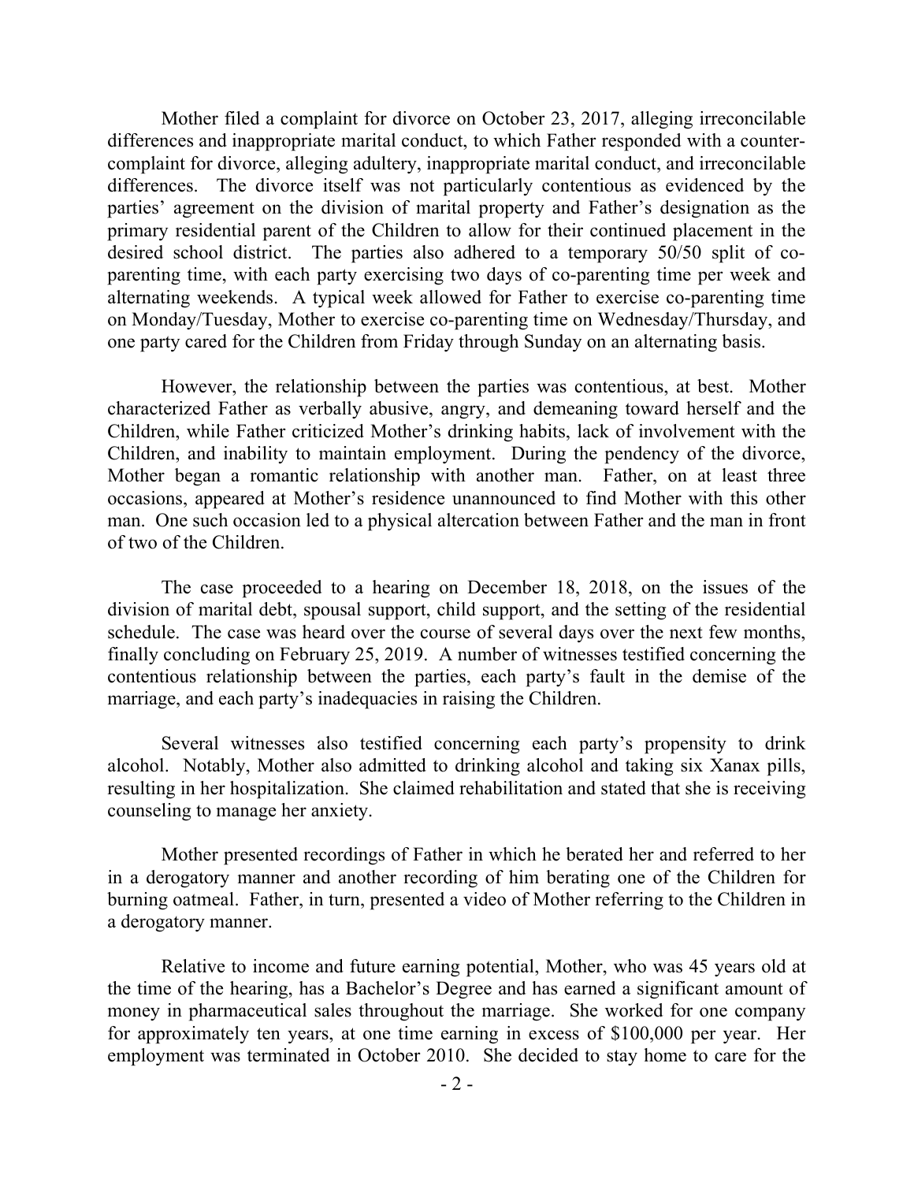Mother filed a complaint for divorce on October 23, 2017, alleging irreconcilable differences and inappropriate marital conduct, to which Father responded with a counter-complaint for divorce, alleging adultery, inappropriate marital conduct, and irreconcilable differences. The divorce itself was not particularly contentious as evidenced by the parties' agreement on the division of marital property and Father's designation as the primary residential parent of the Children to allow for their continued placement in the desired school district. The parties also adhered to a temporary 50/50 split of co-parenting time, with each party exercising two days of co-parenting time per week and alternating weekends. A typical week allowed for Father to exercise co-parenting time on Monday/Tuesday, Mother to exercise co-parenting time on Wednesday/Thursday, and one party cared for the Children from Friday through Sunday on an alternating basis.

However, the relationship between the parties was contentious, at best. Mother characterized Father as verbally abusive, angry, and demeaning toward herself and the Children, while Father criticized Mother's drinking habits, lack of involvement with the Children, and inability to maintain employment. During the pendency of the divorce, Mother began a romantic relationship with another man. Father, on at least three occasions, appeared at Mother's residence unannounced to find Mother with this other man. One such occasion led to a physical altercation between Father and the man in front of two of the Children.

The case proceeded to a hearing on December 18, 2018, on the issues of the division of marital debt, spousal support, child support, and the setting of the residential schedule. The case was heard over the course of several days over the next few months, finally concluding on February 25, 2019. A number of witnesses testified concerning the contentious relationship between the parties, each party's fault in the demise of the marriage, and each party's inadequacies in raising the Children.

Several witnesses also testified concerning each party's propensity to drink alcohol. Notably, Mother also admitted to drinking alcohol and taking six Xanax pills, resulting in her hospitalization. She claimed rehabilitation and stated that she is receiving counseling to manage her anxiety.

Mother presented recordings of Father in which he berated her and referred to her in a derogatory manner and another recording of him berating one of the Children for burning oatmeal. Father, in turn, presented a video of Mother referring to the Children in a derogatory manner.

Relative to income and future earning potential, Mother, who was 45 years old at the time of the hearing, has a Bachelor's Degree and has earned a significant amount of money in pharmaceutical sales throughout the marriage. She worked for one company for approximately ten years, at one time earning in excess of $100,000 per year. Her employment was terminated in October 2010. She decided to stay home to care for the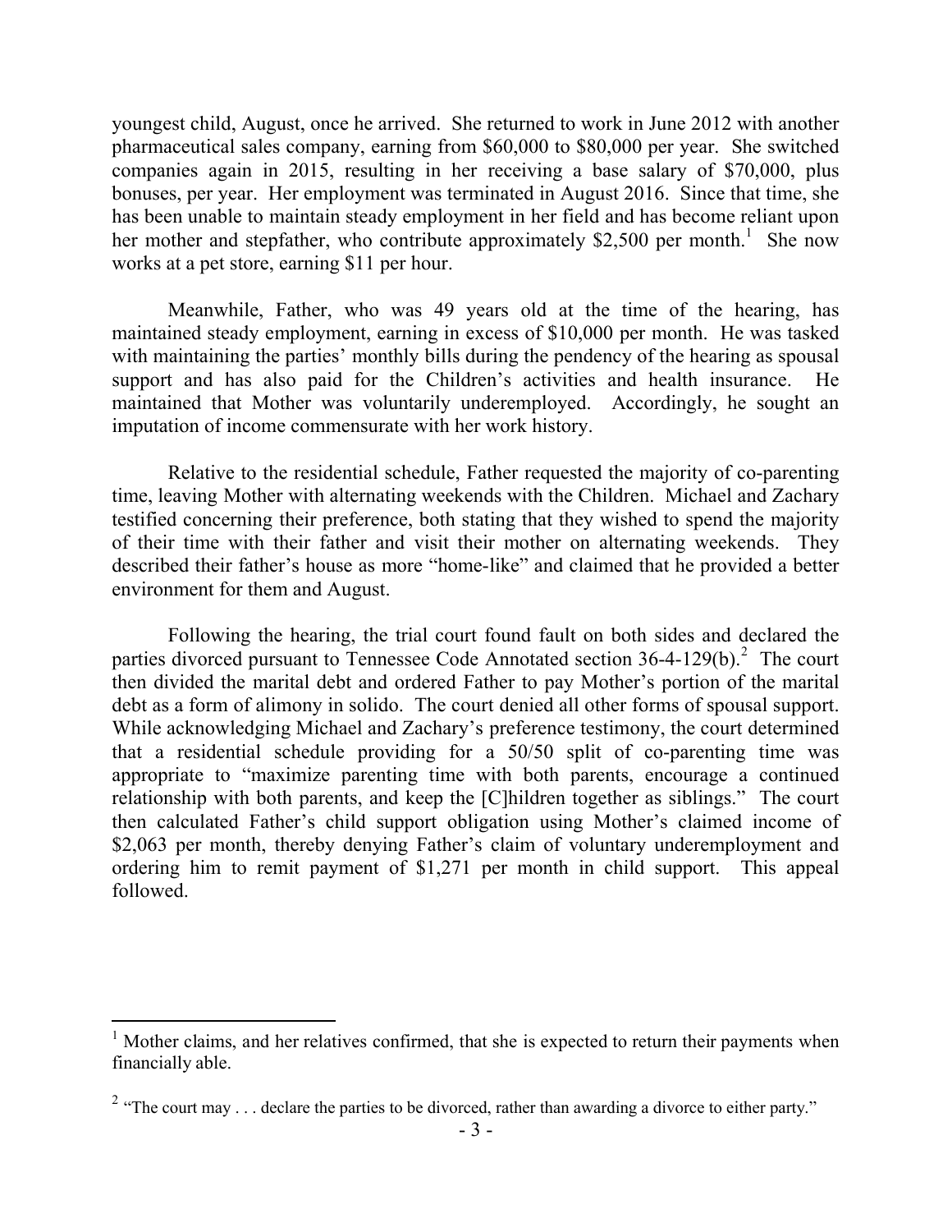youngest child, August, once he arrived. She returned to work in June 2012 with another pharmaceutical sales company, earning from $60,000 to $80,000 per year. She switched companies again in 2015, resulting in her receiving a base salary of $70,000, plus bonuses, per year. Her employment was terminated in August 2016. Since that time, she has been unable to maintain steady employment in her field and has become reliant upon her mother and stepfather, who contribute approximately $2,500 per month.[1] She now works at a pet store, earning $11 per hour.

Meanwhile, Father, who was 49 years old at the time of the hearing, has maintained steady employment, earning in excess of $10,000 per month. He was tasked with maintaining the parties' monthly bills during the pendency of the hearing as spousal support and has also paid for the Children's activities and health insurance. He maintained that Mother was voluntarily underemployed. Accordingly, he sought an imputation of income commensurate with her work history.

Relative to the residential schedule, Father requested the majority of co-parenting time, leaving Mother with alternating weekends with the Children. Michael and Zachary testified concerning their preference, both stating that they wished to spend the majority of their time with their father and visit their mother on alternating weekends. They described their father's house as more "home-like" and claimed that he provided a better environment for them and August.

Following the hearing, the trial court found fault on both sides and declared the parties divorced pursuant to Tennessee Code Annotated section 36-4-129(b).[2] The court then divided the marital debt and ordered Father to pay Mother's portion of the marital debt as a form of alimony in solido. The court denied all other forms of spousal support. While acknowledging Michael and Zachary's preference testimony, the court determined that a residential schedule providing for a 50/50 split of co-parenting time was appropriate to "maximize parenting time with both parents, encourage a continued relationship with both parents, and keep the [C]hildren together as siblings." The court then calculated Father's child support obligation using Mother's claimed income of $2,063 per month, thereby denying Father's claim of voluntary underemployment and ordering him to remit payment of $1,271 per month in child support. This appeal followed.

---

[1] Mother claims, and her relatives confirmed, that she is expected to return their payments when financially able.

[2] "The court may . . . declare the parties to be divorced, rather than awarding a divorce to either party."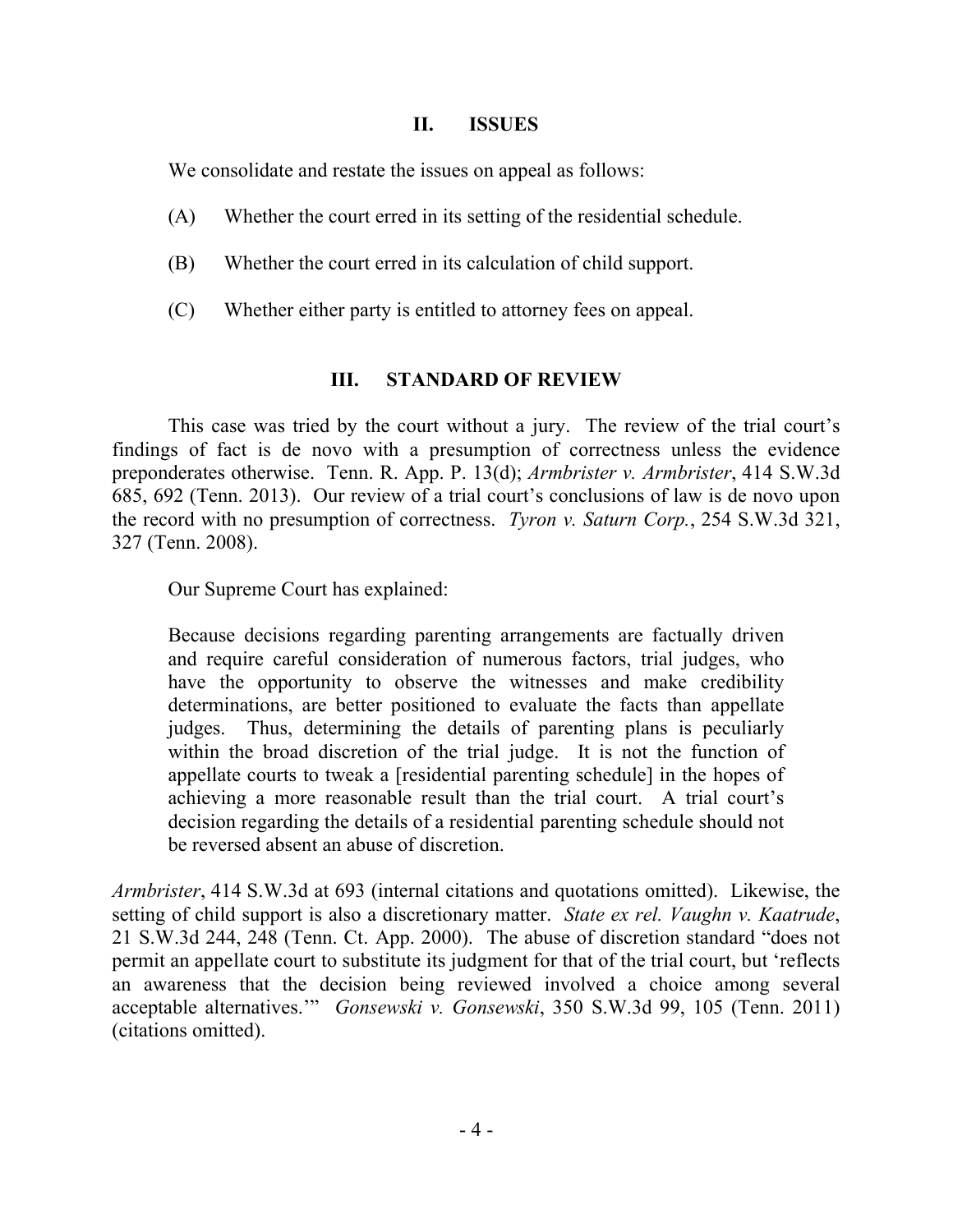## II. ISSUES

We consolidate and restate the issues on appeal as follows:

(A) Whether the court erred in its setting of the residential schedule.

(B) Whether the court erred in its calculation of child support.

(C) Whether either party is entitled to attorney fees on appeal.

## III. STANDARD OF REVIEW

This case was tried by the court without a jury. The review of the trial court's findings of fact is de novo with a presumption of correctness unless the evidence preponderates otherwise. Tenn. R. App. P. 13(d); *Armbrister v. Armbrister*, 414 S.W.3d 685, 692 (Tenn. 2013). Our review of a trial court's conclusions of law is de novo upon the record with no presumption of correctness. *Tyron v. Saturn Corp.*, 254 S.W.3d 321, 327 (Tenn. 2008).

Our Supreme Court has explained:

> Because decisions regarding parenting arrangements are factually driven and require careful consideration of numerous factors, trial judges, who have the opportunity to observe the witnesses and make credibility determinations, are better positioned to evaluate the facts than appellate judges. Thus, determining the details of parenting plans is peculiarly within the broad discretion of the trial judge. It is not the function of appellate courts to tweak a [residential parenting schedule] in the hopes of achieving a more reasonable result than the trial court. A trial court's decision regarding the details of a residential parenting schedule should not be reversed absent an abuse of discretion.

*Armbrister*, 414 S.W.3d at 693 (internal citations and quotations omitted). Likewise, the setting of child support is also a discretionary matter. *State ex rel. Vaughn v. Kaatrude*, 21 S.W.3d 244, 248 (Tenn. Ct. App. 2000). The abuse of discretion standard "does not permit an appellate court to substitute its judgment for that of the trial court, but 'reflects an awareness that the decision being reviewed involved a choice among several acceptable alternatives.'" *Gonsewski v. Gonsewski*, 350 S.W.3d 99, 105 (Tenn. 2011) (citations omitted).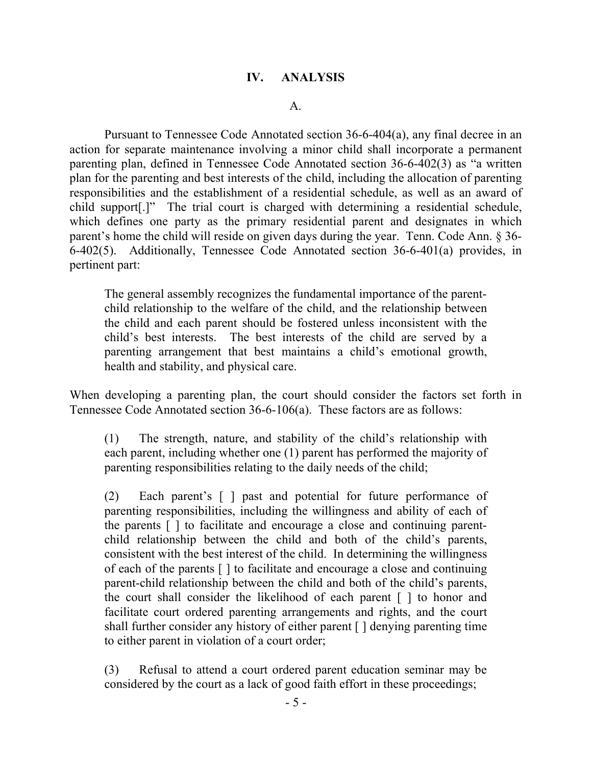## IV. ANALYSIS

### A.

Pursuant to Tennessee Code Annotated section 36-6-404(a), any final decree in an action for separate maintenance involving a minor child shall incorporate a permanent parenting plan, defined in Tennessee Code Annotated section 36-6-402(3) as "a written plan for the parenting and best interests of the child, including the allocation of parenting responsibilities and the establishment of a residential schedule, as well as an award of child support[.]" The trial court is charged with determining a residential schedule, which defines one party as the primary residential parent and designates in which parent's home the child will reside on given days during the year. Tenn. Code Ann. § 36-6-402(5). Additionally, Tennessee Code Annotated section 36-6-401(a) provides, in pertinent part:

> The general assembly recognizes the fundamental importance of the parent-child relationship to the welfare of the child, and the relationship between the child and each parent should be fostered unless inconsistent with the child's best interests. The best interests of the child are served by a parenting arrangement that best maintains a child's emotional growth, health and stability, and physical care.

When developing a parenting plan, the court should consider the factors set forth in Tennessee Code Annotated section 36-6-106(a). These factors are as follows:

> (1) The strength, nature, and stability of the child's relationship with each parent, including whether one (1) parent has performed the majority of parenting responsibilities relating to the daily needs of the child;
>
> (2) Each parent's [ ] past and potential for future performance of parenting responsibilities, including the willingness and ability of each of the parents [ ] to facilitate and encourage a close and continuing parent-child relationship between the child and both of the child's parents, consistent with the best interest of the child. In determining the willingness of each of the parents [ ] to facilitate and encourage a close and continuing parent-child relationship between the child and both of the child's parents, the court shall consider the likelihood of each parent [ ] to honor and facilitate court ordered parenting arrangements and rights, and the court shall further consider any history of either parent [ ] denying parenting time to either parent in violation of a court order;
>
> (3) Refusal to attend a court ordered parent education seminar may be considered by the court as a lack of good faith effort in these proceedings;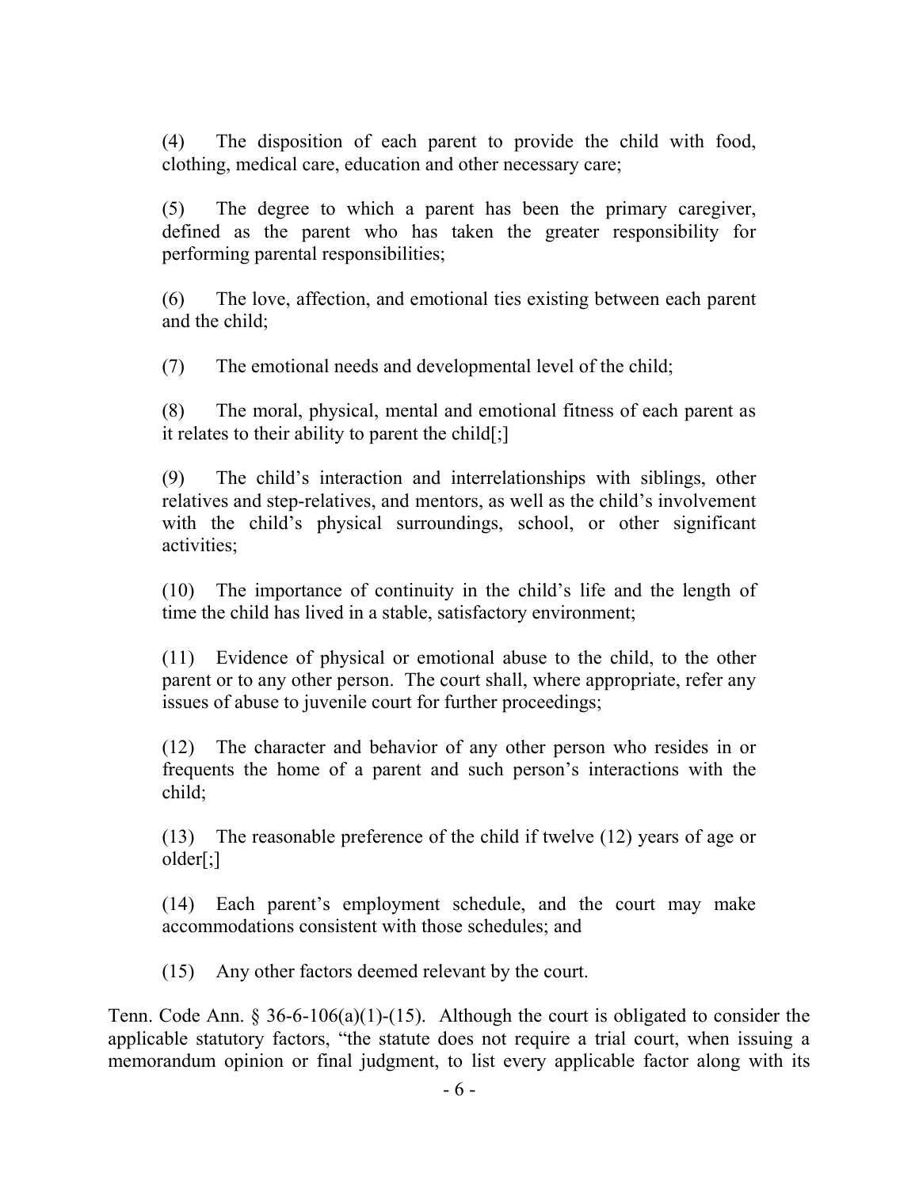> (4) The disposition of each parent to provide the child with food, clothing, medical care, education and other necessary care;
>
> (5) The degree to which a parent has been the primary caregiver, defined as the parent who has taken the greater responsibility for performing parental responsibilities;
>
> (6) The love, affection, and emotional ties existing between each parent and the child;
>
> (7) The emotional needs and developmental level of the child;
>
> (8) The moral, physical, mental and emotional fitness of each parent as it relates to their ability to parent the child[;]
>
> (9) The child's interaction and interrelationships with siblings, other relatives and step-relatives, and mentors, as well as the child's involvement with the child's physical surroundings, school, or other significant activities;
>
> (10) The importance of continuity in the child's life and the length of time the child has lived in a stable, satisfactory environment;
>
> (11) Evidence of physical or emotional abuse to the child, to the other parent or to any other person. The court shall, where appropriate, refer any issues of abuse to juvenile court for further proceedings;
>
> (12) The character and behavior of any other person who resides in or frequents the home of a parent and such person's interactions with the child;
>
> (13) The reasonable preference of the child if twelve (12) years of age or older[;]
>
> (14) Each parent's employment schedule, and the court may make accommodations consistent with those schedules; and
>
> (15) Any other factors deemed relevant by the court.

Tenn. Code Ann. § 36-6-106(a)(1)-(15). Although the court is obligated to consider the applicable statutory factors, "the statute does not require a trial court, when issuing a memorandum opinion or final judgment, to list every applicable factor along with its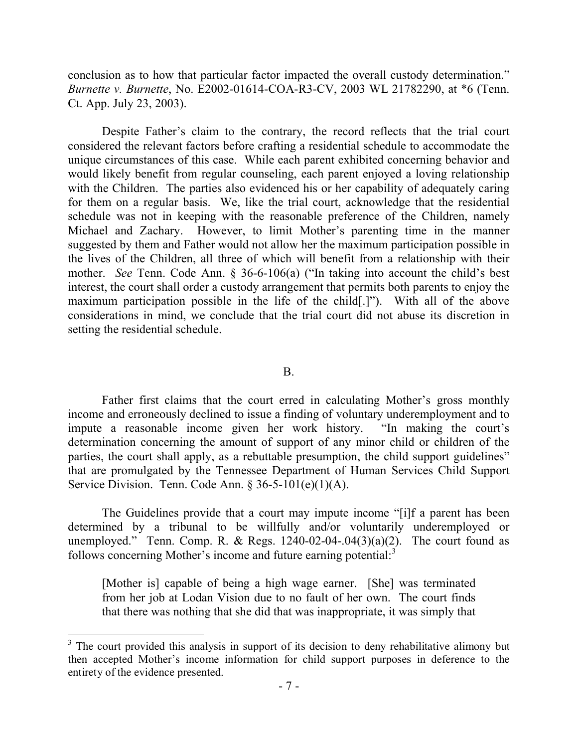conclusion as to how that particular factor impacted the overall custody determination." *Burnette v. Burnette*, No. E2002-01614-COA-R3-CV, 2003 WL 21782290, at *6 (Tenn. Ct. App. July 23, 2003).

Despite Father's claim to the contrary, the record reflects that the trial court considered the relevant factors before crafting a residential schedule to accommodate the unique circumstances of this case. While each parent exhibited concerning behavior and would likely benefit from regular counseling, each parent enjoyed a loving relationship with the Children. The parties also evidenced his or her capability of adequately caring for them on a regular basis. We, like the trial court, acknowledge that the residential schedule was not in keeping with the reasonable preference of the Children, namely Michael and Zachary. However, to limit Mother's parenting time in the manner suggested by them and Father would not allow her the maximum participation possible in the lives of the Children, all three of which will benefit from a relationship with their mother. *See* Tenn. Code Ann. § 36-6-106(a) ("In taking into account the child's best interest, the court shall order a custody arrangement that permits both parents to enjoy the maximum participation possible in the life of the child[.]"). With all of the above considerations in mind, we conclude that the trial court did not abuse its discretion in setting the residential schedule.

B.

Father first claims that the court erred in calculating Mother's gross monthly income and erroneously declined to issue a finding of voluntary underemployment and to impute a reasonable income given her work history. "In making the court's determination concerning the amount of support of any minor child or children of the parties, the court shall apply, as a rebuttable presumption, the child support guidelines" that are promulgated by the Tennessee Department of Human Services Child Support Service Division. Tenn. Code Ann. § 36-5-101(e)(1)(A).

The Guidelines provide that a court may impute income "[i]f a parent has been determined by a tribunal to be willfully and/or voluntarily underemployed or unemployed." Tenn. Comp. R. & Regs. 1240-02-04-.04(3)(a)(2). The court found as follows concerning Mother's income and future earning potential:[3]

> [Mother is] capable of being a high wage earner. [She] was terminated from her job at Lodan Vision due to no fault of her own. The court finds that there was nothing that she did that was inappropriate, it was simply that

---

[3] The court provided this analysis in support of its decision to deny rehabilitative alimony but then accepted Mother's income information for child support purposes in deference to the entirety of the evidence presented.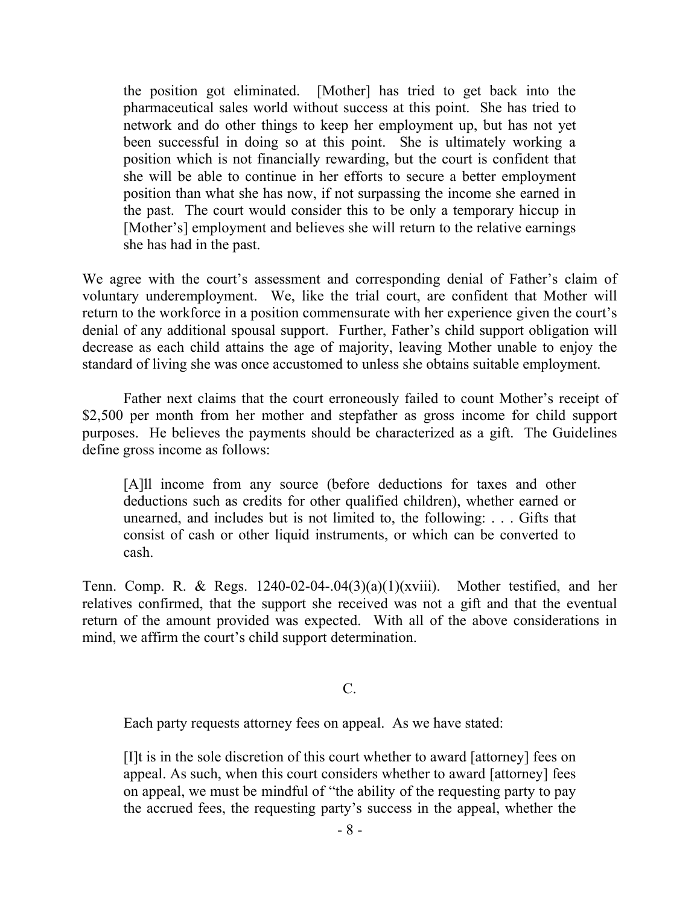> the position got eliminated. [Mother] has tried to get back into the pharmaceutical sales world without success at this point. She has tried to network and do other things to keep her employment up, but has not yet been successful in doing so at this point. She is ultimately working a position which is not financially rewarding, but the court is confident that she will be able to continue in her efforts to secure a better employment position than what she has now, if not surpassing the income she earned in the past. The court would consider this to be only a temporary hiccup in [Mother's] employment and believes she will return to the relative earnings she has had in the past.

We agree with the court's assessment and corresponding denial of Father's claim of voluntary underemployment. We, like the trial court, are confident that Mother will return to the workforce in a position commensurate with her experience given the court's denial of any additional spousal support. Further, Father's child support obligation will decrease as each child attains the age of majority, leaving Mother unable to enjoy the standard of living she was once accustomed to unless she obtains suitable employment.

Father next claims that the court erroneously failed to count Mother's receipt of $2,500 per month from her mother and stepfather as gross income for child support purposes. He believes the payments should be characterized as a gift. The Guidelines define gross income as follows:

> [A]ll income from any source (before deductions for taxes and other deductions such as credits for other qualified children), whether earned or unearned, and includes but is not limited to, the following: . . . Gifts that consist of cash or other liquid instruments, or which can be converted to cash.

Tenn. Comp. R. & Regs. 1240-02-04-.04(3)(a)(1)(xviii). Mother testified, and her relatives confirmed, that the support she received was not a gift and that the eventual return of the amount provided was expected. With all of the above considerations in mind, we affirm the court's child support determination.

### C.

Each party requests attorney fees on appeal. As we have stated:

> [I]t is in the sole discretion of this court whether to award [attorney] fees on appeal. As such, when this court considers whether to award [attorney] fees on appeal, we must be mindful of "the ability of the requesting party to pay the accrued fees, the requesting party's success in the appeal, whether the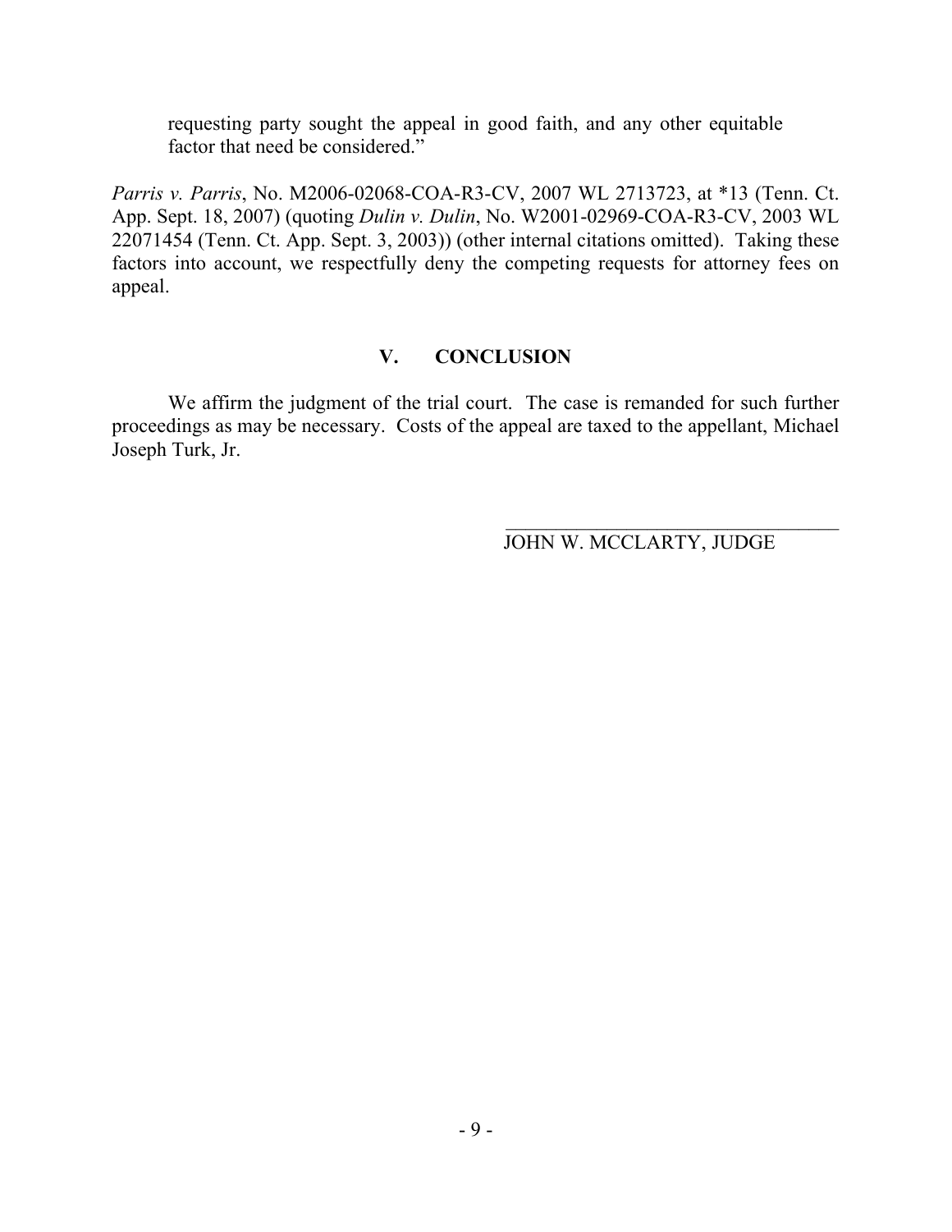requesting party sought the appeal in good faith, and any other equitable factor that need be considered."

*Parris v. Parris*, No. M2006-02068-COA-R3-CV, 2007 WL 2713723, at *13 (Tenn. Ct. App. Sept. 18, 2007) (quoting *Dulin v. Dulin*, No. W2001-02969-COA-R3-CV, 2003 WL 22071454 (Tenn. Ct. App. Sept. 3, 2003)) (other internal citations omitted). Taking these factors into account, we respectfully deny the competing requests for attorney fees on appeal.

## V. CONCLUSION

We affirm the judgment of the trial court. The case is remanded for such further proceedings as may be necessary. Costs of the appeal are taxed to the appellant, Michael Joseph Turk, Jr.

\_\_\_\_\_\_\_\_\_\_\_\_\_\_\_\_\_\_\_\_\_\_\_\_\_\_\_\_\_\_\_\_\_\_

JOHN W. MCCLARTY, JUDGE